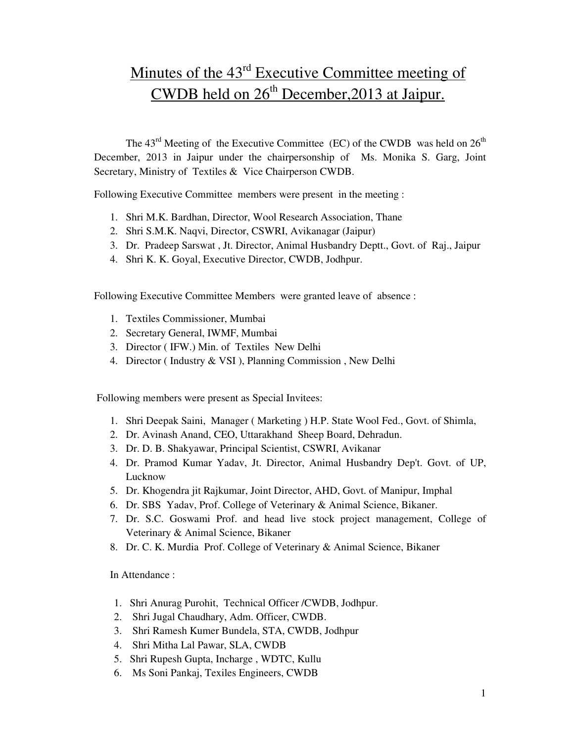# Minutes of the 43rd Executive Committee meeting of CWDB held on 26th December,2013 at Jaipur.

The 43rd Meeting of the Executive Committee (EC) of the CWDB was held on 26th December, 2013 in Jaipur under the chairpersonship of Ms. Monika S. Garg, Joint Secretary, Ministry of Textiles & Vice Chairperson CWDB.

Following Executive Committee members were present in the meeting :

1. Shri M.K. Bardhan, Director, Wool Research Association, Thane
2. Shri S.M.K. Naqvi, Director, CSWRI, Avikanagar (Jaipur)
3. Dr. Pradeep Sarswat , Jt. Director, Animal Husbandry Deptt., Govt. of Raj., Jaipur
4. Shri K. K. Goyal, Executive Director, CWDB, Jodhpur.

Following Executive Committee Members were granted leave of absence :

1. Textiles Commissioner, Mumbai
2. Secretary General, IWMF, Mumbai
3. Director ( IFW.) Min. of Textiles New Delhi
4. Director ( Industry & VSI ), Planning Commission , New Delhi

Following members were present as Special Invitees:

1. Shri Deepak Saini, Manager ( Marketing ) H.P. State Wool Fed., Govt. of Shimla,
2. Dr. Avinash Anand, CEO, Uttarakhand Sheep Board, Dehradun.
3. Dr. D. B. Shakyawar, Principal Scientist, CSWRI, Avikanar
4. Dr. Pramod Kumar Yadav, Jt. Director, Animal Husbandry Dep't. Govt. of UP, Lucknow
5. Dr. Khogendra jit Rajkumar, Joint Director, AHD, Govt. of Manipur, Imphal
6. Dr. SBS Yadav, Prof. College of Veterinary & Animal Science, Bikaner.
7. Dr. S.C. Goswami Prof. and head live stock project management, College of Veterinary & Animal Science, Bikaner
8. Dr. C. K. Murdia Prof. College of Veterinary & Animal Science, Bikaner

In Attendance :

1. Shri Anurag Purohit, Technical Officer /CWDB, Jodhpur.
2. Shri Jugal Chaudhary, Adm. Officer, CWDB.
3. Shri Ramesh Kumer Bundela, STA, CWDB, Jodhpur
4. Shri Mitha Lal Pawar, SLA, CWDB
5. Shri Rupesh Gupta, Incharge , WDTC, Kullu
6. Ms Soni Pankaj, Texiles Engineers, CWDB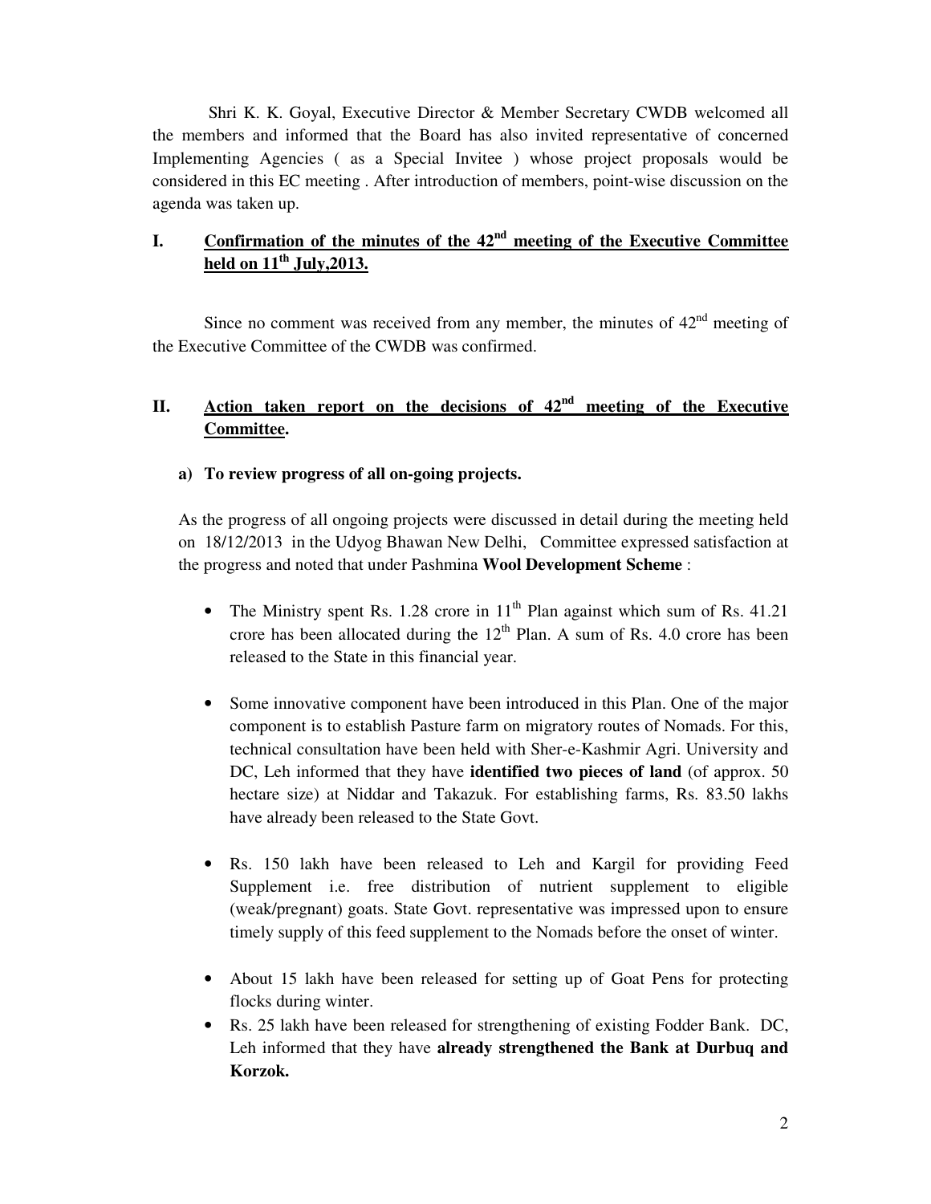Shri K. K. Goyal, Executive Director & Member Secretary CWDB welcomed all the members and informed that the Board has also invited representative of concerned Implementing Agencies ( as a Special Invitee ) whose project proposals would be considered in this EC meeting . After introduction of members, point-wise discussion on the agenda was taken up.

## I. Confirmation of the minutes of the 42nd meeting of the Executive Committee held on 11th July,2013.

Since no comment was received from any member, the minutes of 42nd meeting of the Executive Committee of the CWDB was confirmed.

## II. Action taken report on the decisions of 42nd meeting of the Executive Committee.

**a) To review progress of all on-going projects.**

As the progress of all ongoing projects were discussed in detail during the meeting held on 18/12/2013 in the Udyog Bhawan New Delhi, Committee expressed satisfaction at the progress and noted that under Pashmina **Wool Development Scheme** :

- The Ministry spent Rs. 1.28 crore in 11th Plan against which sum of Rs. 41.21 crore has been allocated during the 12th Plan. A sum of Rs. 4.0 crore has been released to the State in this financial year.

- Some innovative component have been introduced in this Plan. One of the major component is to establish Pasture farm on migratory routes of Nomads. For this, technical consultation have been held with Sher-e-Kashmir Agri. University and DC, Leh informed that they have **identified two pieces of land** (of approx. 50 hectare size) at Niddar and Takazuk. For establishing farms, Rs. 83.50 lakhs have already been released to the State Govt.

- Rs. 150 lakh have been released to Leh and Kargil for providing Feed Supplement i.e. free distribution of nutrient supplement to eligible (weak/pregnant) goats. State Govt. representative was impressed upon to ensure timely supply of this feed supplement to the Nomads before the onset of winter.

- About 15 lakh have been released for setting up of Goat Pens for protecting flocks during winter.
- Rs. 25 lakh have been released for strengthening of existing Fodder Bank. DC, Leh informed that they have **already strengthened the Bank at Durbuq and Korzok.**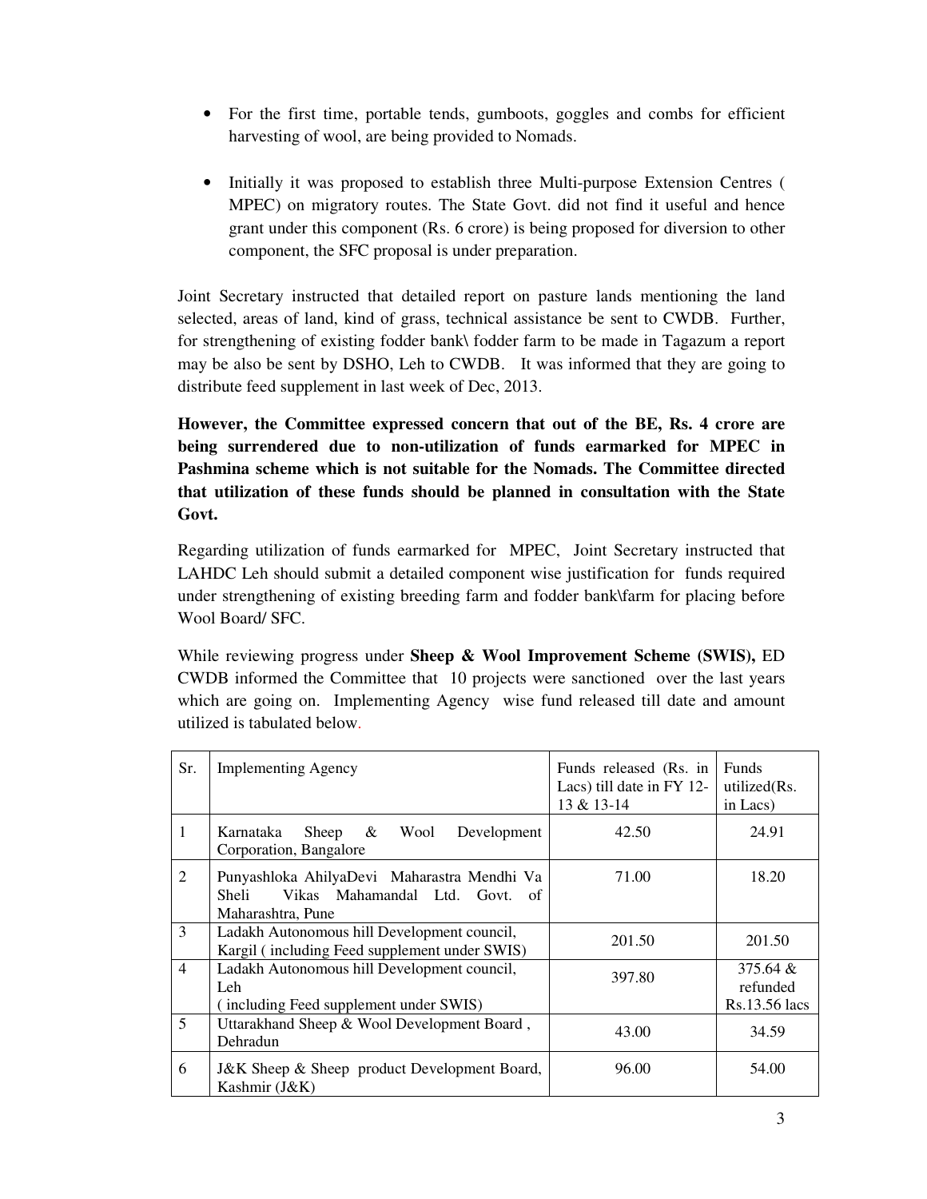- For the first time, portable tends, gumboots, goggles and combs for efficient harvesting of wool, are being provided to Nomads.

- Initially it was proposed to establish three Multi-purpose Extension Centres ( MPEC) on migratory routes. The State Govt. did not find it useful and hence grant under this component (Rs. 6 crore) is being proposed for diversion to other component, the SFC proposal is under preparation.

Joint Secretary instructed that detailed report on pasture lands mentioning the land selected, areas of land, kind of grass, technical assistance be sent to CWDB. Further, for strengthening of existing fodder bank\ fodder farm to be made in Tagazum a report may be also be sent by DSHO, Leh to CWDB. It was informed that they are going to distribute feed supplement in last week of Dec, 2013.

**However, the Committee expressed concern that out of the BE, Rs. 4 crore are being surrendered due to non-utilization of funds earmarked for MPEC in Pashmina scheme which is not suitable for the Nomads. The Committee directed that utilization of these funds should be planned in consultation with the State Govt.**

Regarding utilization of funds earmarked for MPEC, Joint Secretary instructed that LAHDC Leh should submit a detailed component wise justification for funds required under strengthening of existing breeding farm and fodder bank\farm for placing before Wool Board/ SFC.

While reviewing progress under **Sheep & Wool Improvement Scheme (SWIS),** ED CWDB informed the Committee that 10 projects were sanctioned over the last years which are going on. Implementing Agency wise fund released till date and amount utilized is tabulated below.

| Sr. | Implementing Agency | Funds released (Rs. in Lacs) till date in FY 12-13 & 13-14 | Funds utilized(Rs. in Lacs) |
|---|---|---|---|
| 1 | Karnataka Sheep & Wool Development Corporation, Bangalore | 42.50 | 24.91 |
| 2 | Punyashloka AhilyaDevi Maharastra Mendhi Va Sheli Vikas Mahamandal Ltd. Govt. of Maharashtra, Pune | 71.00 | 18.20 |
| 3 | Ladakh Autonomous hill Development council, Kargil ( including Feed supplement under SWIS) | 201.50 | 201.50 |
| 4 | Ladakh Autonomous hill Development council, Leh ( including Feed supplement under SWIS) | 397.80 | 375.64 & refunded Rs.13.56 lacs |
| 5 | Uttarakhand Sheep & Wool Development Board , Dehradun | 43.00 | 34.59 |
| 6 | J&K Sheep & Sheep product Development Board, Kashmir (J&K) | 96.00 | 54.00 |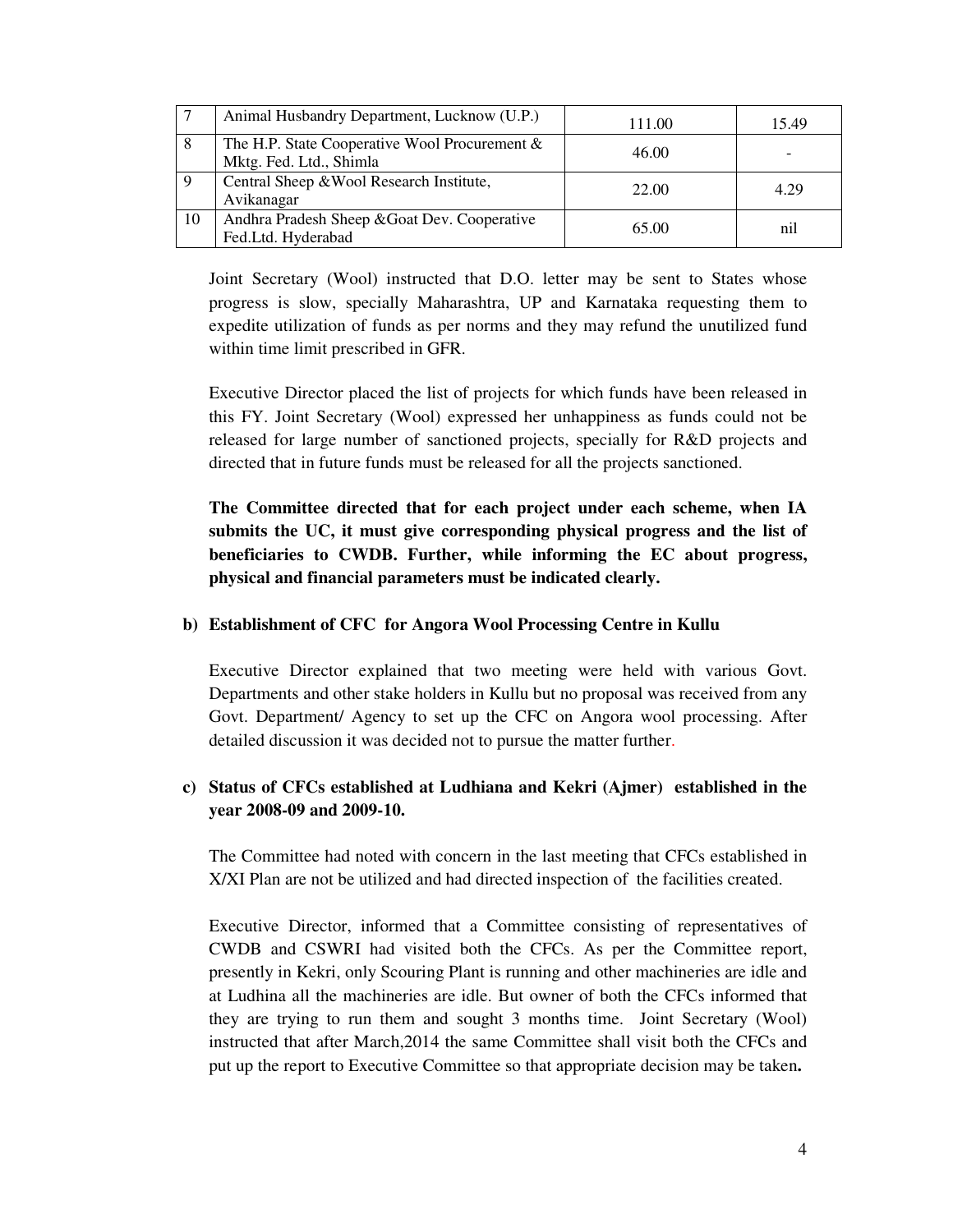| 7 | Animal Husbandry Department, Lucknow (U.P.) | 111.00 | 15.49 |
|---|---|---|---|
| 8 | The H.P. State Cooperative Wool Procurement & Mktg. Fed. Ltd., Shimla | 46.00 | - |
| 9 | Central Sheep &Wool Research Institute, Avikanagar | 22.00 | 4.29 |
| 10 | Andhra Pradesh Sheep &Goat Dev. Cooperative Fed.Ltd. Hyderabad | 65.00 | nil |

Joint Secretary (Wool) instructed that D.O. letter may be sent to States whose progress is slow, specially Maharashtra, UP and Karnataka requesting them to expedite utilization of funds as per norms and they may refund the unutilized fund within time limit prescribed in GFR.

Executive Director placed the list of projects for which funds have been released in this FY. Joint Secretary (Wool) expressed her unhappiness as funds could not be released for large number of sanctioned projects, specially for R&D projects and directed that in future funds must be released for all the projects sanctioned.

**The Committee directed that for each project under each scheme, when IA submits the UC, it must give corresponding physical progress and the list of beneficiaries to CWDB. Further, while informing the EC about progress, physical and financial parameters must be indicated clearly.**

**b) Establishment of CFC for Angora Wool Processing Centre in Kullu**

Executive Director explained that two meeting were held with various Govt. Departments and other stake holders in Kullu but no proposal was received from any Govt. Department/ Agency to set up the CFC on Angora wool processing. After detailed discussion it was decided not to pursue the matter further.

**c) Status of CFCs established at Ludhiana and Kekri (Ajmer) established in the year 2008-09 and 2009-10.**

The Committee had noted with concern in the last meeting that CFCs established in X/XI Plan are not be utilized and had directed inspection of the facilities created.

Executive Director, informed that a Committee consisting of representatives of CWDB and CSWRI had visited both the CFCs. As per the Committee report, presently in Kekri, only Scouring Plant is running and other machineries are idle and at Ludhina all the machineries are idle. But owner of both the CFCs informed that they are trying to run them and sought 3 months time. Joint Secretary (Wool) instructed that after March,2014 the same Committee shall visit both the CFCs and put up the report to Executive Committee so that appropriate decision may be taken**.**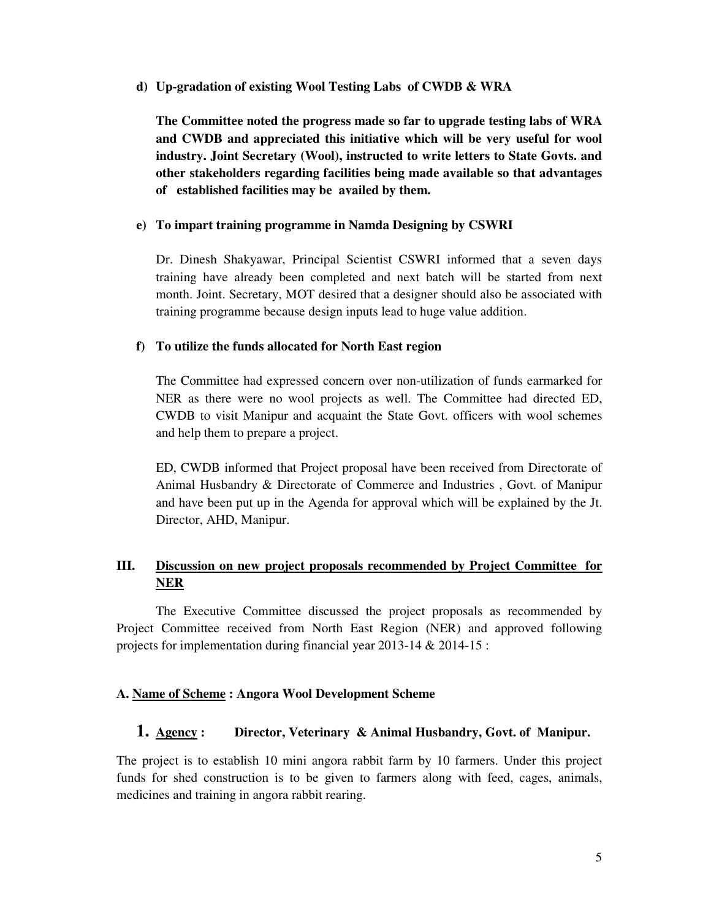**d) Up-gradation of existing Wool Testing Labs of CWDB & WRA**

**The Committee noted the progress made so far to upgrade testing labs of WRA and CWDB and appreciated this initiative which will be very useful for wool industry. Joint Secretary (Wool), instructed to write letters to State Govts. and other stakeholders regarding facilities being made available so that advantages of established facilities may be availed by them.**

**e) To impart training programme in Namda Designing by CSWRI**

Dr. Dinesh Shakyawar, Principal Scientist CSWRI informed that a seven days training have already been completed and next batch will be started from next month. Joint. Secretary, MOT desired that a designer should also be associated with training programme because design inputs lead to huge value addition.

**f) To utilize the funds allocated for North East region**

The Committee had expressed concern over non-utilization of funds earmarked for NER as there were no wool projects as well. The Committee had directed ED, CWDB to visit Manipur and acquaint the State Govt. officers with wool schemes and help them to prepare a project.

ED, CWDB informed that Project proposal have been received from Directorate of Animal Husbandry & Directorate of Commerce and Industries , Govt. of Manipur and have been put up in the Agenda for approval which will be explained by the Jt. Director, AHD, Manipur.

## III. Discussion on new project proposals recommended by Project Committee for NER

The Executive Committee discussed the project proposals as recommended by Project Committee received from North East Region (NER) and approved following projects for implementation during financial year 2013-14 & 2014-15 :

**A. Name of Scheme : Angora Wool Development Scheme**

### 1. Agency : Director, Veterinary & Animal Husbandry, Govt. of Manipur.

The project is to establish 10 mini angora rabbit farm by 10 farmers. Under this project funds for shed construction is to be given to farmers along with feed, cages, animals, medicines and training in angora rabbit rearing.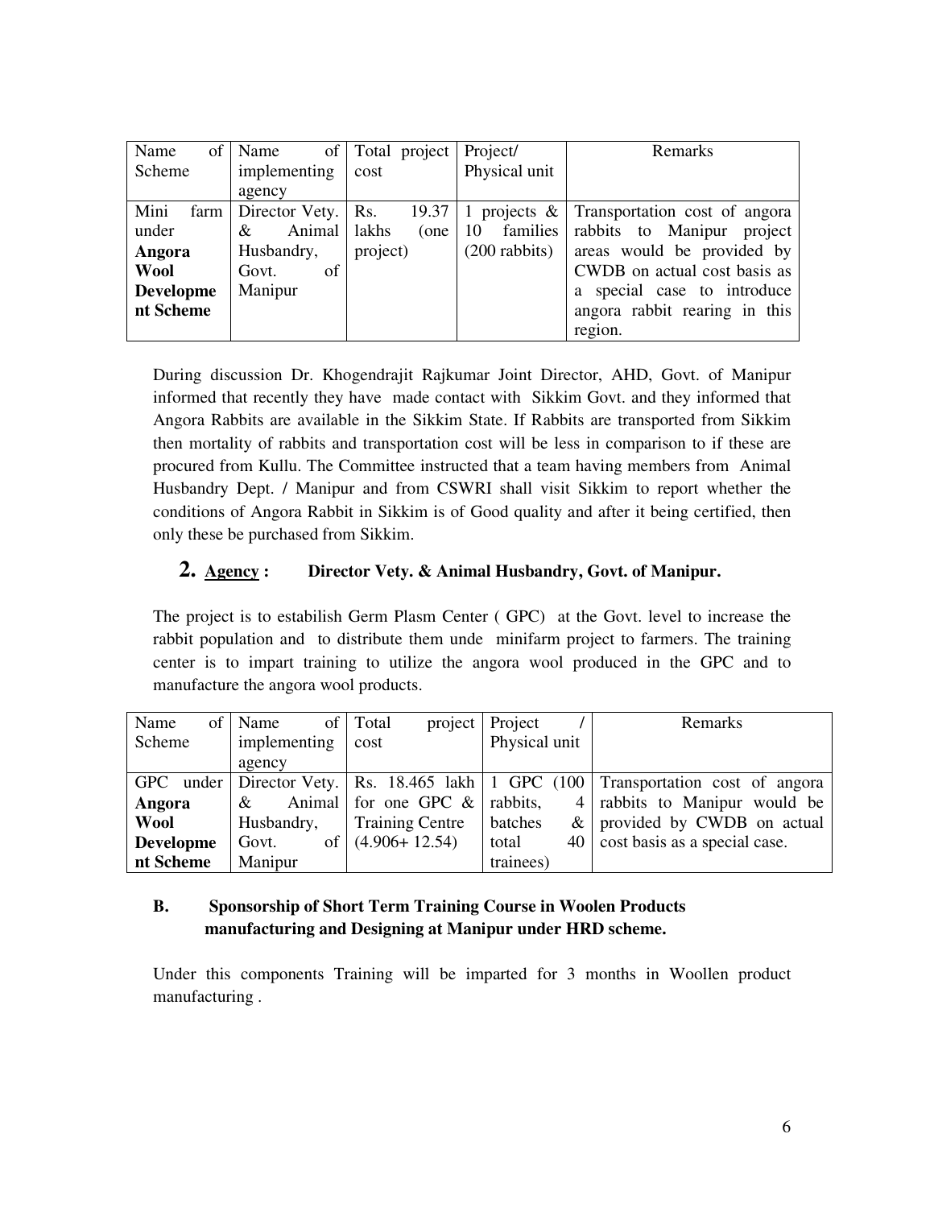| Name of Scheme | Name of implementing agency | Total project cost | Project/ Physical unit | Remarks |
|---|---|---|---|---|
| Mini farm under **Angora Wool Development Scheme** | Director Vety. & Animal Husbandry, Govt. of Manipur | Rs. 19.37 lakhs (one project) | 1 projects & 10 families (200 rabbits) | Transportation cost of angora rabbits to Manipur project areas would be provided by CWDB on actual cost basis as a special case to introduce angora rabbit rearing in this region. |

During discussion Dr. Khogendrajit Rajkumar Joint Director, AHD, Govt. of Manipur informed that recently they have made contact with Sikkim Govt. and they informed that Angora Rabbits are available in the Sikkim State. If Rabbits are transported from Sikkim then mortality of rabbits and transportation cost will be less in comparison to if these are procured from Kullu. The Committee instructed that a team having members from Animal Husbandry Dept. / Manipur and from CSWRI shall visit Sikkim to report whether the conditions of Angora Rabbit in Sikkim is of Good quality and after it being certified, then only these be purchased from Sikkim.

## 2. <u>Agency</u> : Director Vety. & Animal Husbandry, Govt. of Manipur.

The project is to estabilish Germ Plasm Center ( GPC) at the Govt. level to increase the rabbit population and to distribute them unde minifarm project to farmers. The training center is to impart training to utilize the angora wool produced in the GPC and to manufacture the angora wool products.

| Name of Scheme | Name of implementing agency | Total project cost | Project / Physical unit | Remarks |
|---|---|---|---|---|
| GPC under **Angora Wool Development Scheme** | Director Vety. & Animal Husbandry, Govt. of Manipur | Rs. 18.465 lakh for one GPC & Training Centre (4.906+ 12.54) | 1 GPC (100 rabbits, 4 batches & total 40 trainees) | Transportation cost of angora rabbits to Manipur would be provided by CWDB on actual cost basis as a special case. |

### B. Sponsorship of Short Term Training Course in Woolen Products manufacturing and Designing at Manipur under HRD scheme.

Under this components Training will be imparted for 3 months in Woollen product manufacturing .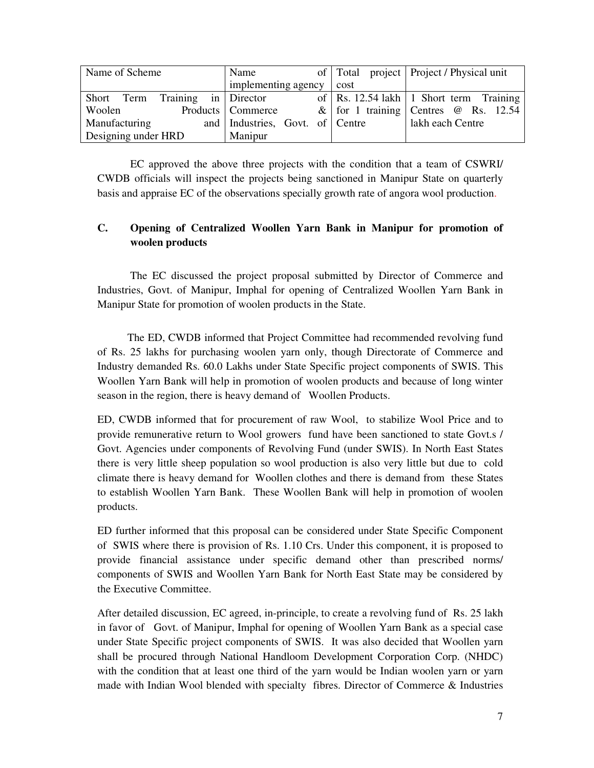| Name of Scheme | Name of implementing agency | Total project cost | Project / Physical unit |
|---|---|---|---|
| Short Term Training in Woolen Products Manufacturing and Designing under HRD | Director of Commerce & Industries, Govt. of Manipur | Rs. 12.54 lakh for 1 training Centre | 1 Short term Training Centres @ Rs. 12.54 lakh each Centre |

EC approved the above three projects with the condition that a team of CSWRI/ CWDB officials will inspect the projects being sanctioned in Manipur State on quarterly basis and appraise EC of the observations specially growth rate of angora wool production.

**C. Opening of Centralized Woollen Yarn Bank in Manipur for promotion of woolen products**

The EC discussed the project proposal submitted by Director of Commerce and Industries, Govt. of Manipur, Imphal for opening of Centralized Woollen Yarn Bank in Manipur State for promotion of woolen products in the State.

The ED, CWDB informed that Project Committee had recommended revolving fund of Rs. 25 lakhs for purchasing woolen yarn only, though Directorate of Commerce and Industry demanded Rs. 60.0 Lakhs under State Specific project components of SWIS. This Woollen Yarn Bank will help in promotion of woolen products and because of long winter season in the region, there is heavy demand of Woollen Products.

ED, CWDB informed that for procurement of raw Wool, to stabilize Wool Price and to provide remunerative return to Wool growers fund have been sanctioned to state Govt.s / Govt. Agencies under components of Revolving Fund (under SWIS). In North East States there is very little sheep population so wool production is also very little but due to cold climate there is heavy demand for Woollen clothes and there is demand from these States to establish Woollen Yarn Bank. These Woollen Bank will help in promotion of woolen products.

ED further informed that this proposal can be considered under State Specific Component of SWIS where there is provision of Rs. 1.10 Crs. Under this component, it is proposed to provide financial assistance under specific demand other than prescribed norms/ components of SWIS and Woollen Yarn Bank for North East State may be considered by the Executive Committee.

After detailed discussion, EC agreed, in-principle, to create a revolving fund of Rs. 25 lakh in favor of Govt. of Manipur, Imphal for opening of Woollen Yarn Bank as a special case under State Specific project components of SWIS. It was also decided that Woollen yarn shall be procured through National Handloom Development Corporation Corp. (NHDC) with the condition that at least one third of the yarn would be Indian woolen yarn or yarn made with Indian Wool blended with specialty fibres. Director of Commerce & Industries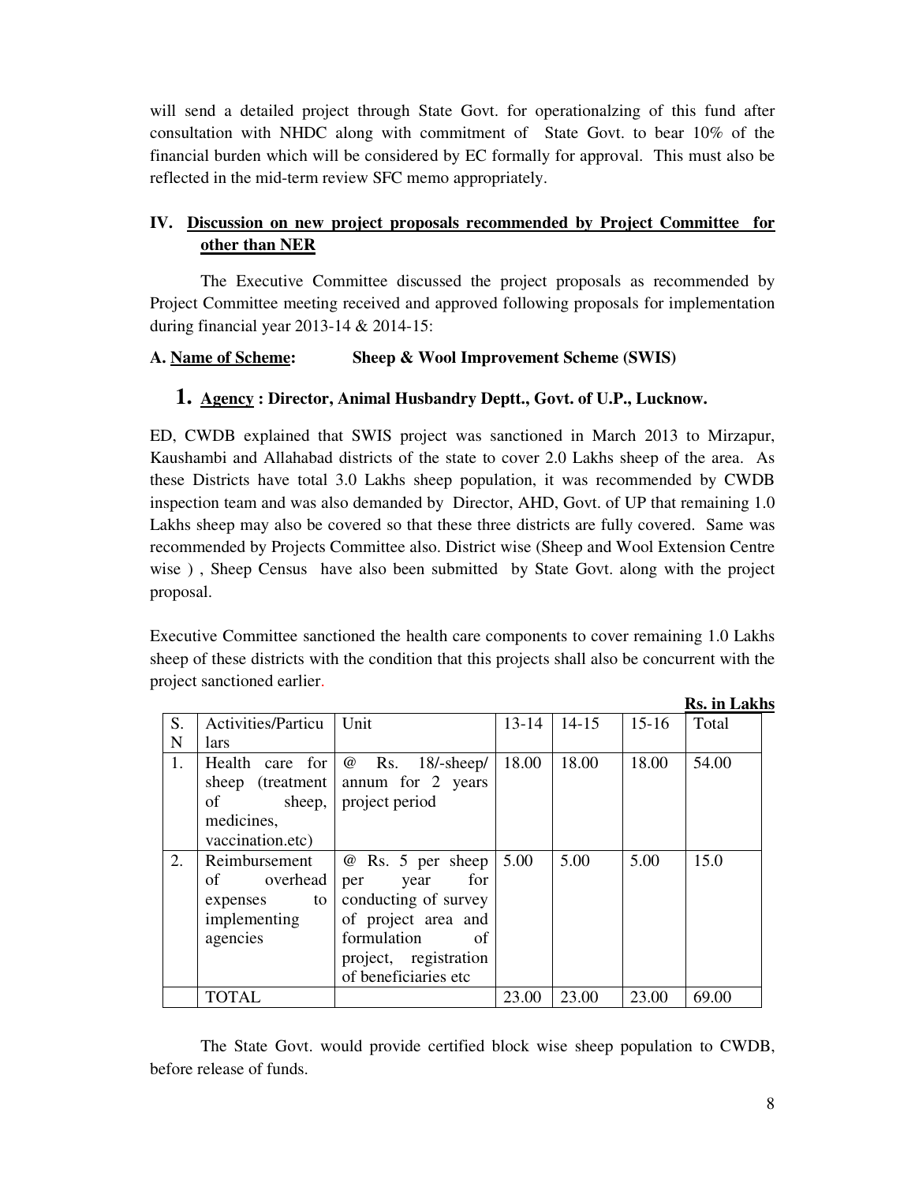will send a detailed project through State Govt. for operationalzing of this fund after consultation with NHDC along with commitment of State Govt. to bear 10% of the financial burden which will be considered by EC formally for approval. This must also be reflected in the mid-term review SFC memo appropriately.

## IV. Discussion on new project proposals recommended by Project Committee for other than NER

The Executive Committee discussed the project proposals as recommended by Project Committee meeting received and approved following proposals for implementation during financial year 2013-14 & 2014-15:

**A. Name of Scheme: Sheep & Wool Improvement Scheme (SWIS)**

### 1. Agency : Director, Animal Husbandry Deptt., Govt. of U.P., Lucknow.

ED, CWDB explained that SWIS project was sanctioned in March 2013 to Mirzapur, Kaushambi and Allahabad districts of the state to cover 2.0 Lakhs sheep of the area. As these Districts have total 3.0 Lakhs sheep population, it was recommended by CWDB inspection team and was also demanded by Director, AHD, Govt. of UP that remaining 1.0 Lakhs sheep may also be covered so that these three districts are fully covered. Same was recommended by Projects Committee also. District wise (Sheep and Wool Extension Centre wise ) , Sheep Census have also been submitted by State Govt. along with the project proposal.

Executive Committee sanctioned the health care components to cover remaining 1.0 Lakhs sheep of these districts with the condition that this projects shall also be concurrent with the project sanctioned earlier.

**Rs. in Lakhs**

| S. N | Activities/Particulars | Unit | 13-14 | 14-15 | 15-16 | Total |
|---|---|---|---|---|---|---|
| 1. | Health care for sheep (treatment of sheep, medicines, vaccination.etc) | @ Rs. 18/-sheep/ annum for 2 years project period | 18.00 | 18.00 | 18.00 | 54.00 |
| 2. | Reimbursement of overhead expenses to implementing agencies | @ Rs. 5 per sheep per year for conducting of survey of project area and formulation of project, registration of beneficiaries etc | 5.00 | 5.00 | 5.00 | 15.0 |
| | TOTAL | | 23.00 | 23.00 | 23.00 | 69.00 |

The State Govt. would provide certified block wise sheep population to CWDB, before release of funds.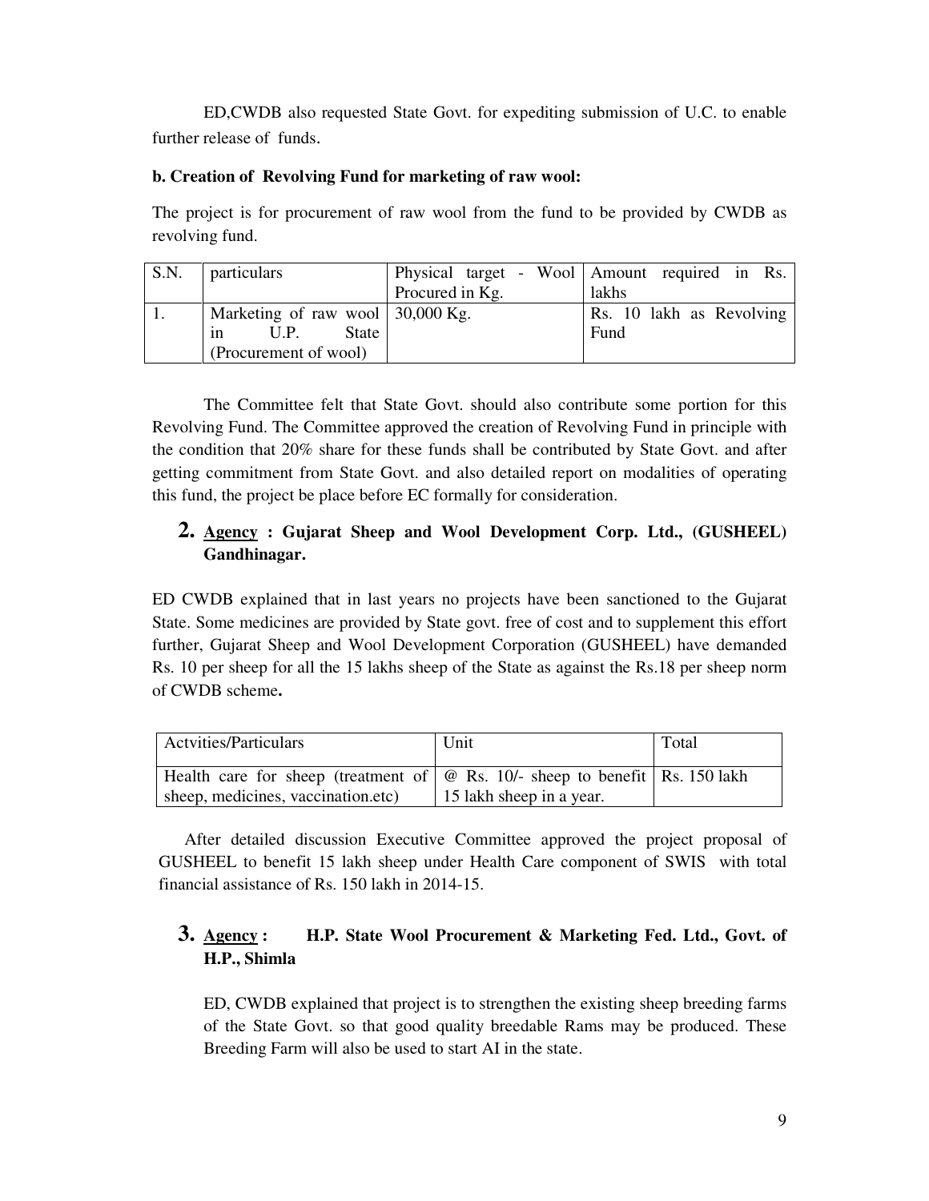ED,CWDB also requested State Govt. for expediting submission of U.C. to enable further release of funds.

**b. Creation of Revolving Fund for marketing of raw wool:**

The project is for procurement of raw wool from the fund to be provided by CWDB as revolving fund.

| S.N. | particulars | Physical target - Wool Procured in Kg. | Amount required in Rs. lakhs |
|---|---|---|---|
| 1. | Marketing of raw wool in U.P. State (Procurement of wool) | 30,000 Kg. | Rs. 10 lakh as Revolving Fund |

The Committee felt that State Govt. should also contribute some portion for this Revolving Fund. The Committee approved the creation of Revolving Fund in principle with the condition that 20% share for these funds shall be contributed by State Govt. and after getting commitment from State Govt. and also detailed report on modalities of operating this fund, the project be place before EC formally for consideration.

## 2. Agency : Gujarat Sheep and Wool Development Corp. Ltd., (GUSHEEL) Gandhinagar.

ED CWDB explained that in last years no projects have been sanctioned to the Gujarat State. Some medicines are provided by State govt. free of cost and to supplement this effort further, Gujarat Sheep and Wool Development Corporation (GUSHEEL) have demanded Rs. 10 per sheep for all the 15 lakhs sheep of the State as against the Rs.18 per sheep norm of CWDB scheme**.**

| Actvities/Particulars | Unit | Total |
|---|---|---|
| Health care for sheep (treatment of sheep, medicines, vaccination.etc) | @ Rs. 10/- sheep to benefit 15 lakh sheep in a year. | Rs. 150 lakh |

After detailed discussion Executive Committee approved the project proposal of GUSHEEL to benefit 15 lakh sheep under Health Care component of SWIS with total financial assistance of Rs. 150 lakh in 2014-15.

## 3. Agency : H.P. State Wool Procurement & Marketing Fed. Ltd., Govt. of H.P., Shimla

ED, CWDB explained that project is to strengthen the existing sheep breeding farms of the State Govt. so that good quality breedable Rams may be produced. These Breeding Farm will also be used to start AI in the state.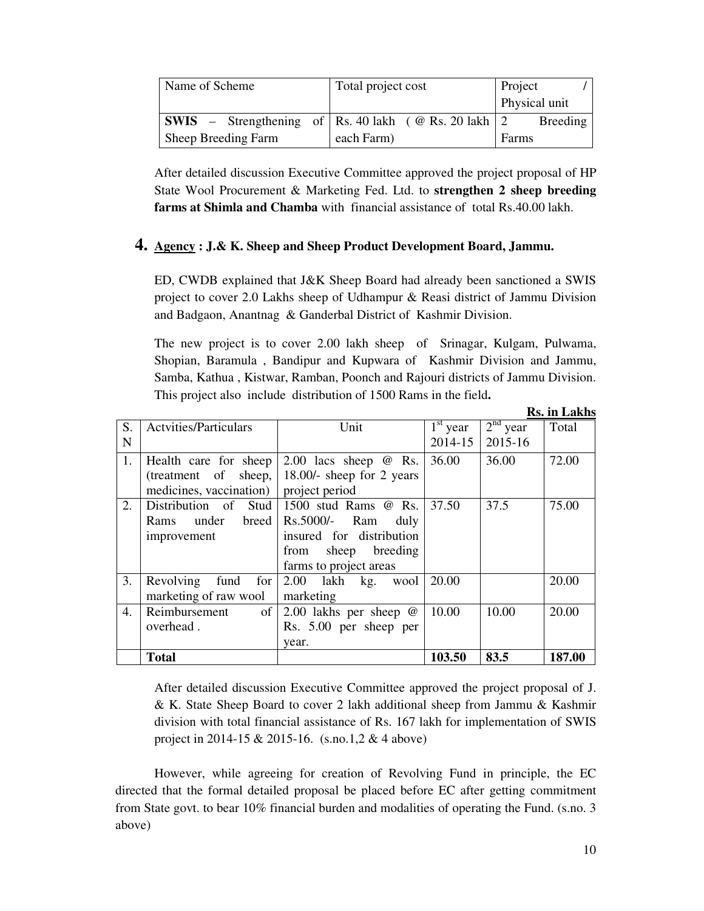| Name of Scheme | Total project cost | Project / Physical unit |
|---|---|---|
| **SWIS** – Strengthening of Sheep Breeding Farm | Rs. 40 lakh ( @ Rs. 20 lakh each Farm) | 2 Breeding Farms |

After detailed discussion Executive Committee approved the project proposal of HP State Wool Procurement & Marketing Fed. Ltd. to **strengthen 2 sheep breeding farms at Shimla and Chamba** with financial assistance of total Rs.40.00 lakh.

## 4. Agency : J.& K. Sheep and Sheep Product Development Board, Jammu.

ED, CWDB explained that J&K Sheep Board had already been sanctioned a SWIS project to cover 2.0 Lakhs sheep of Udhampur & Reasi district of Jammu Division and Badgaon, Anantnag & Ganderbal District of Kashmir Division.

The new project is to cover 2.00 lakh sheep of Srinagar, Kulgam, Pulwama, Shopian, Baramula , Bandipur and Kupwara of Kashmir Division and Jammu, Samba, Kathua , Kistwar, Ramban, Poonch and Rajouri districts of Jammu Division. This project also include distribution of 1500 Rams in the field**.**

**Rs. in Lakhs**

| S. N | Actvities/Particulars | Unit | 1st year 2014-15 | 2nd year 2015-16 | Total |
|---|---|---|---|---|---|
| 1. | Health care for sheep (treatment of sheep, medicines, vaccination) | 2.00 lacs sheep @ Rs. 18.00/- sheep for 2 years project period | 36.00 | 36.00 | 72.00 |
| 2. | Distribution of Stud Rams under breed improvement | 1500 stud Rams @ Rs. Rs.5000/- Ram duly insured for distribution from sheep breeding farms to project areas | 37.50 | 37.5 | 75.00 |
| 3. | Revolving fund for marketing of raw wool | 2.00 lakh kg. wool marketing | 20.00 | | 20.00 |
| 4. | Reimbursement of overhead . | 2.00 lakhs per sheep @ Rs. 5.00 per sheep per year. | 10.00 | 10.00 | 20.00 |
| | **Total** | | **103.50** | **83.5** | **187.00** |

After detailed discussion Executive Committee approved the project proposal of J. & K. State Sheep Board to cover 2 lakh additional sheep from Jammu & Kashmir division with total financial assistance of Rs. 167 lakh for implementation of SWIS project in 2014-15 & 2015-16. (s.no.1,2 & 4 above)

However, while agreeing for creation of Revolving Fund in principle, the EC directed that the formal detailed proposal be placed before EC after getting commitment from State govt. to bear 10% financial burden and modalities of operating the Fund. (s.no. 3 above)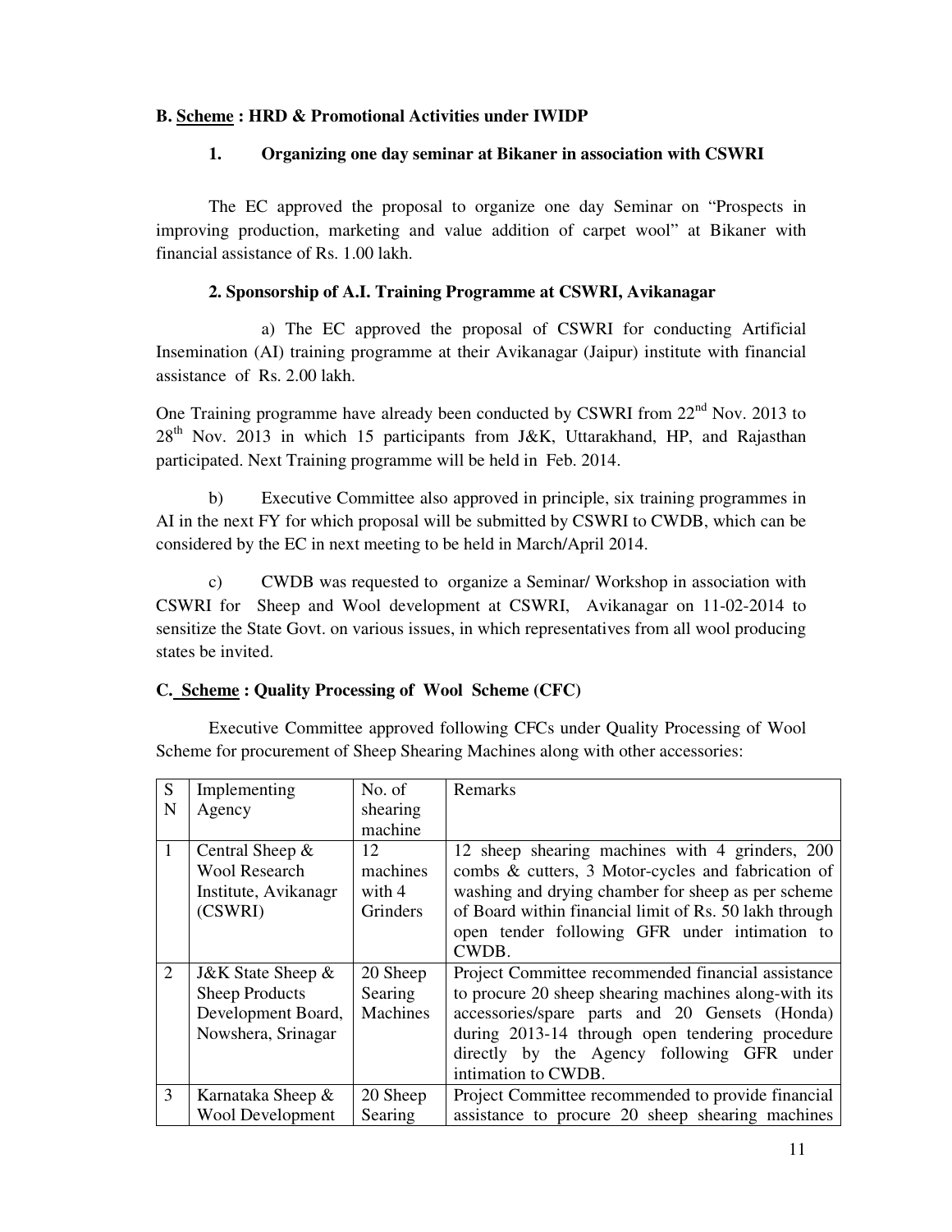**B. <u>Scheme</u> : HRD & Promotional Activities under IWIDP**

**1. Organizing one day seminar at Bikaner in association with CSWRI**

The EC approved the proposal to organize one day Seminar on "Prospects in improving production, marketing and value addition of carpet wool" at Bikaner with financial assistance of Rs. 1.00 lakh.

**2. Sponsorship of A.I. Training Programme at CSWRI, Avikanagar**

a) The EC approved the proposal of CSWRI for conducting Artificial Insemination (AI) training programme at their Avikanagar (Jaipur) institute with financial assistance of Rs. 2.00 lakh.

One Training programme have already been conducted by CSWRI from 22nd Nov. 2013 to 28th Nov. 2013 in which 15 participants from J&K, Uttarakhand, HP, and Rajasthan participated. Next Training programme will be held in Feb. 2014.

b) Executive Committee also approved in principle, six training programmes in AI in the next FY for which proposal will be submitted by CSWRI to CWDB, which can be considered by the EC in next meeting to be held in March/April 2014.

c) CWDB was requested to organize a Seminar/ Workshop in association with CSWRI for Sheep and Wool development at CSWRI, Avikanagar on 11-02-2014 to sensitize the State Govt. on various issues, in which representatives from all wool producing states be invited.

**C. <u>Scheme</u> : Quality Processing of Wool Scheme (CFC)**

Executive Committee approved following CFCs under Quality Processing of Wool Scheme for procurement of Sheep Shearing Machines along with other accessories:

| SN | Implementing Agency | No. of shearing machine | Remarks |
|---|---|---|---|
| 1 | Central Sheep & Wool Research Institute, Avikanagr (CSWRI) | 12 machines with 4 Grinders | 12 sheep shearing machines with 4 grinders, 200 combs & cutters, 3 Motor-cycles and fabrication of washing and drying chamber for sheep as per scheme of Board within financial limit of Rs. 50 lakh through open tender following GFR under intimation to CWDB. |
| 2 | J&K State Sheep & Sheep Products Development Board, Nowshera, Srinagar | 20 Sheep Searing Machines | Project Committee recommended financial assistance to procure 20 sheep shearing machines along-with its accessories/spare parts and 20 Gensets (Honda) during 2013-14 through open tendering procedure directly by the Agency following GFR under intimation to CWDB. |
| 3 | Karnataka Sheep & Wool Development | 20 Sheep Searing | Project Committee recommended to provide financial assistance to procure 20 sheep shearing machines |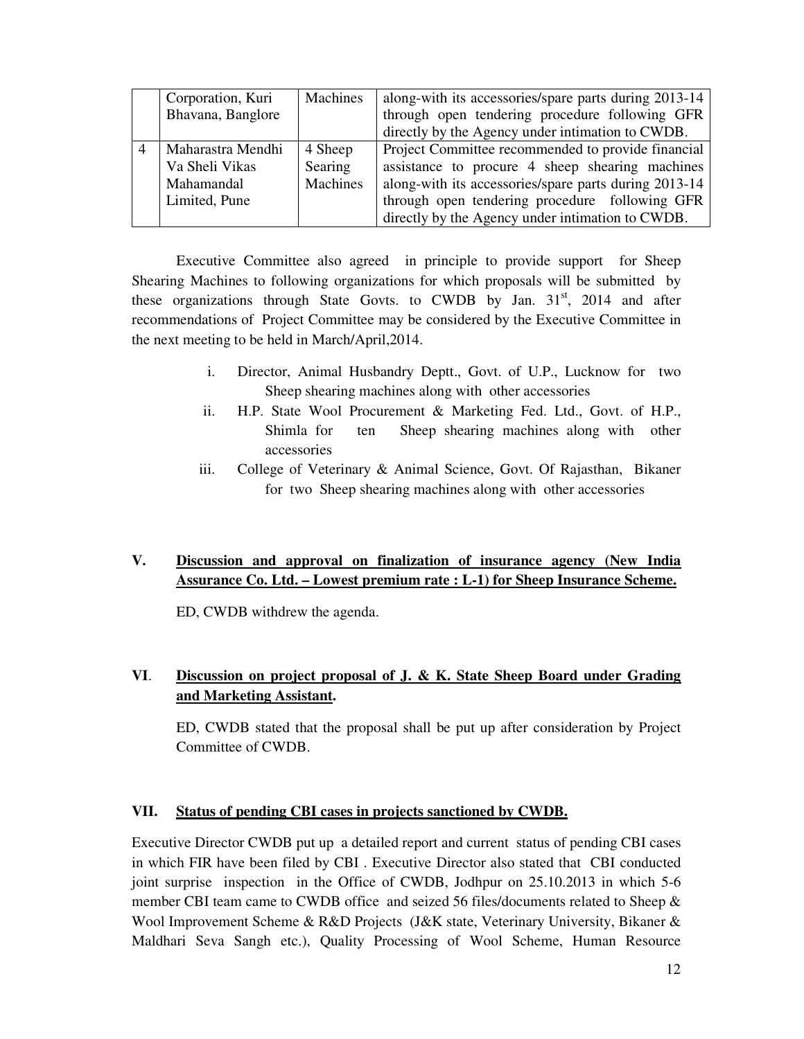|  | Corporation, Kuri Bhavana, Banglore | Machines | along-with its accessories/spare parts during 2013-14 through open tendering procedure following GFR directly by the Agency under intimation to CWDB. |
|---|---|---|---|
| 4 | Maharastra Mendhi Va Sheli Vikas Mahamandal Limited, Pune | 4 Sheep Searing Machines | Project Committee recommended to provide financial assistance to procure 4 sheep shearing machines along-with its accessories/spare parts during 2013-14 through open tendering procedure following GFR directly by the Agency under intimation to CWDB. |

Executive Committee also agreed in principle to provide support for Sheep Shearing Machines to following organizations for which proposals will be submitted by these organizations through State Govts. to CWDB by Jan. 31st, 2014 and after recommendations of Project Committee may be considered by the Executive Committee in the next meeting to be held in March/April,2014.

i. Director, Animal Husbandry Deptt., Govt. of U.P., Lucknow for two Sheep shearing machines along with other accessories
ii. H.P. State Wool Procurement & Marketing Fed. Ltd., Govt. of H.P., Shimla for ten Sheep shearing machines along with other accessories
iii. College of Veterinary & Animal Science, Govt. Of Rajasthan, Bikaner for two Sheep shearing machines along with other accessories

## V. Discussion and approval on finalization of insurance agency (New India Assurance Co. Ltd. – Lowest premium rate : L-1) for Sheep Insurance Scheme.

ED, CWDB withdrew the agenda.

## VI. Discussion on project proposal of J. & K. State Sheep Board under Grading and Marketing Assistant.

ED, CWDB stated that the proposal shall be put up after consideration by Project Committee of CWDB.

## VII. Status of pending CBI cases in projects sanctioned by CWDB.

Executive Director CWDB put up a detailed report and current status of pending CBI cases in which FIR have been filed by CBI . Executive Director also stated that CBI conducted joint surprise inspection in the Office of CWDB, Jodhpur on 25.10.2013 in which 5-6 member CBI team came to CWDB office and seized 56 files/documents related to Sheep & Wool Improvement Scheme & R&D Projects (J&K state, Veterinary University, Bikaner & Maldhari Seva Sangh etc.), Quality Processing of Wool Scheme, Human Resource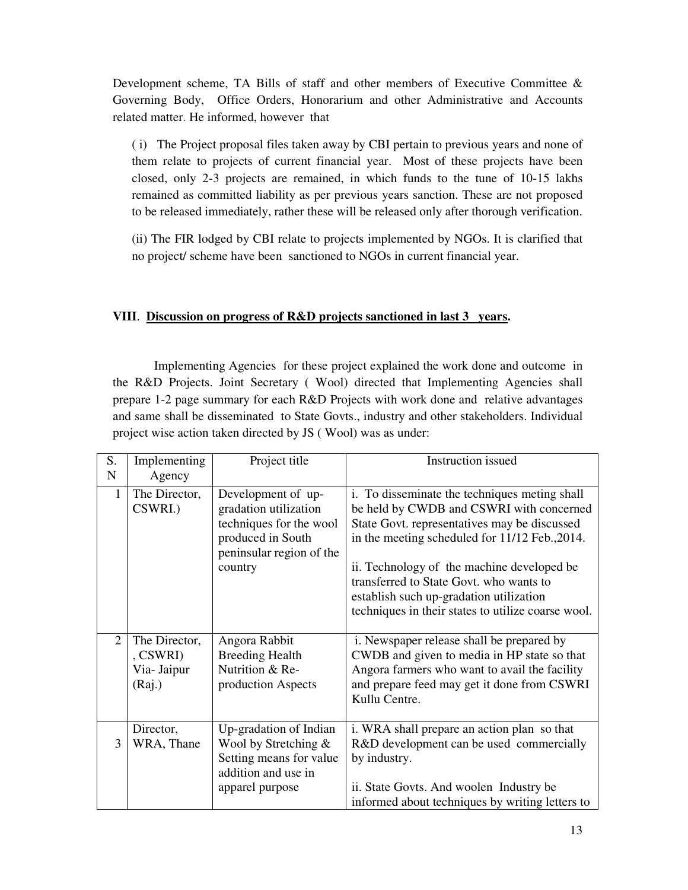Development scheme, TA Bills of staff and other members of Executive Committee & Governing Body, Office Orders, Honorarium and other Administrative and Accounts related matter. He informed, however that

( i ) The Project proposal files taken away by CBI pertain to previous years and none of them relate to projects of current financial year. Most of these projects have been closed, only 2-3 projects are remained, in which funds to the tune of 10-15 lakhs remained as committed liability as per previous years sanction. These are not proposed to be released immediately, rather these will be released only after thorough verification.

(ii) The FIR lodged by CBI relate to projects implemented by NGOs. It is clarified that no project/ scheme have been sanctioned to NGOs in current financial year.

**VIII**. **<u>Discussion on progress of R&D projects sanctioned in last 3 years</u>.**

Implementing Agencies for these project explained the work done and outcome in the R&D Projects. Joint Secretary ( Wool) directed that Implementing Agencies shall prepare 1-2 page summary for each R&D Projects with work done and relative advantages and same shall be disseminated to State Govts., industry and other stakeholders. Individual project wise action taken directed by JS ( Wool) was as under:

| S. N | Implementing Agency | Project title | Instruction issued |
|---|---|---|---|
| 1 | The Director, CSWRI.) | Development of up-gradation utilization techniques for the wool produced in South peninsular region of the country | i. To disseminate the techniques meting shall be held by CWDB and CSWRI with concerned State Govt. representatives may be discussed in the meeting scheduled for 11/12 Feb.,2014.<br><br>ii. Technology of the machine developed be transferred to State Govt. who wants to establish such up-gradation utilization techniques in their states to utilize coarse wool. |
| 2 | The Director, , CSWRI) Via- Jaipur (Raj.) | Angora Rabbit Breeding Health Nutrition & Re-production Aspects | i. Newspaper release shall be prepared by CWDB and given to media in HP state so that Angora farmers who want to avail the facility and prepare feed may get it done from CSWRI Kullu Centre. |
| 3 | Director, WRA, Thane | Up-gradation of Indian Wool by Stretching & Setting means for value addition and use in apparel purpose | i. WRA shall prepare an action plan so that R&D development can be used commercially by industry.<br><br>ii. State Govts. And woolen Industry be informed about techniques by writing letters to |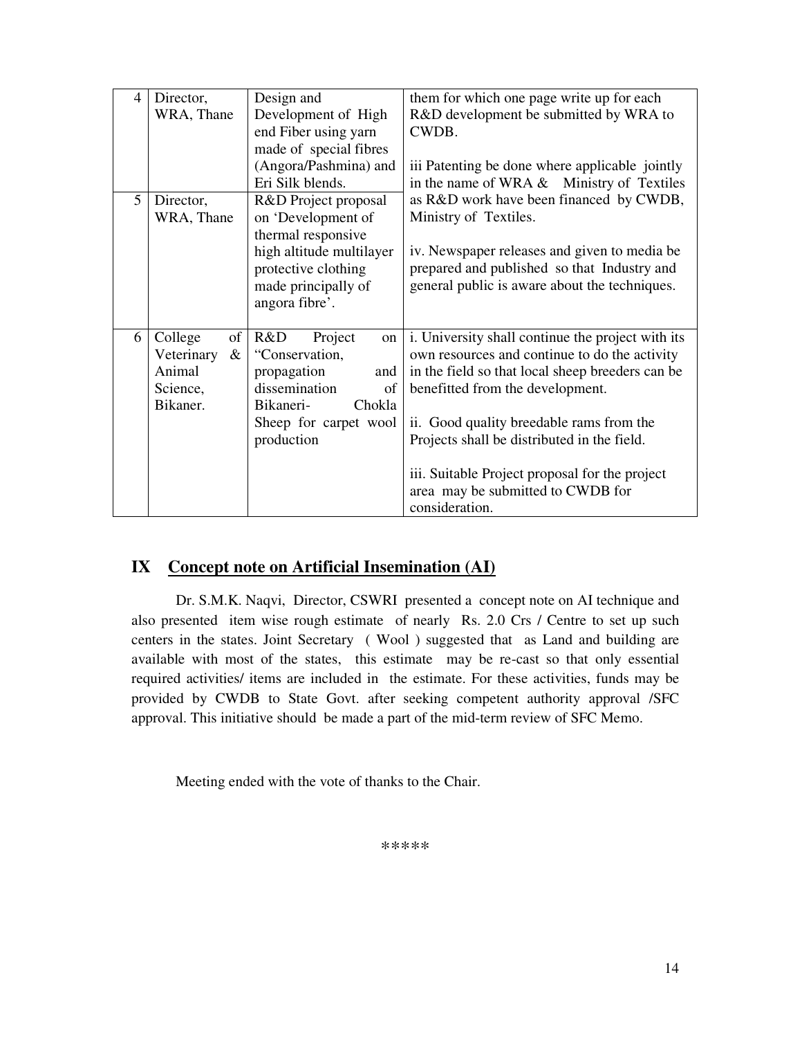| | | | |
|---|---|---|---|
| 4 | Director, WRA, Thane | Design and Development of High end Fiber using yarn made of special fibres (Angora/Pashmina) and Eri Silk blends. | them for which one page write up for each R&D development be submitted by WRA to CWDB.<br><br>iii Patenting be done where applicable jointly in the name of WRA & Ministry of Textiles as R&D work have been financed by CWDB, Ministry of Textiles.<br><br>iv. Newspaper releases and given to media be prepared and published so that Industry and general public is aware about the techniques. |
| 5 | Director, WRA, Thane | R&D Project proposal on 'Development of thermal responsive high altitude multilayer protective clothing made principally of angora fibre'. | |
| 6 | College of Veterinary & Animal Science, Bikaner. | R&D Project on "Conservation, propagation and dissemination of Bikaneri- Chokla Sheep for carpet wool production | i. University shall continue the project with its own resources and continue to do the activity in the field so that local sheep breeders can be benefitted from the development.<br><br>ii. Good quality breedable rams from the Projects shall be distributed in the field.<br><br>iii. Suitable Project proposal for the project area may be submitted to CWDB for consideration. |

## IX Concept note on Artificial Insemination (AI)

Dr. S.M.K. Naqvi, Director, CSWRI presented a concept note on AI technique and also presented item wise rough estimate of nearly Rs. 2.0 Crs / Centre to set up such centers in the states. Joint Secretary ( Wool ) suggested that as Land and building are available with most of the states, this estimate may be re-cast so that only essential required activities/ items are included in the estimate. For these activities, funds may be provided by CWDB to State Govt. after seeking competent authority approval /SFC approval. This initiative should be made a part of the mid-term review of SFC Memo.

Meeting ended with the vote of thanks to the Chair.

*****